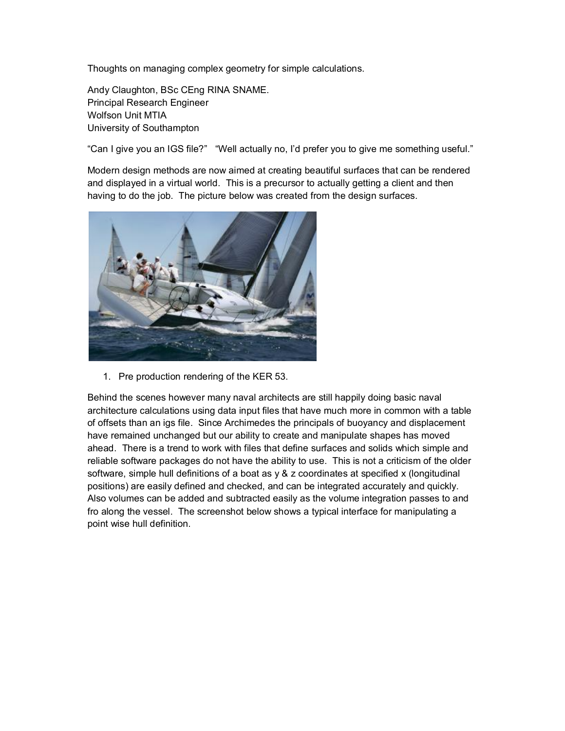Thoughts on managing complex geometry for simple calculations.

Andy Claughton, BSc CEng RINA SNAME.
Principal Research Engineer
Wolfson Unit MTIA
University of Southampton

"Can I give you an IGS file?" "Well actually no, I'd prefer you to give me something useful."

Modern design methods are now aimed at creating beautiful surfaces that can be rendered and displayed in a virtual world. This is a precursor to actually getting a client and then having to do the job. The picture below was created from the design surfaces.

1. Pre production rendering of the KER 53.

Behind the scenes however many naval architects are still happily doing basic naval architecture calculations using data input files that have much more in common with a table of offsets than an igs file. Since Archimedes the principals of buoyancy and displacement have remained unchanged but our ability to create and manipulate shapes has moved ahead. There is a trend to work with files that define surfaces and solids which simple and reliable software packages do not have the ability to use. This is not a criticism of the older software, simple hull definitions of a boat as y & z coordinates at specified x (longitudinal positions) are easily defined and checked, and can be integrated accurately and quickly. Also volumes can be added and subtracted easily as the volume integration passes to and fro along the vessel. The screenshot below shows a typical interface for manipulating a point wise hull definition.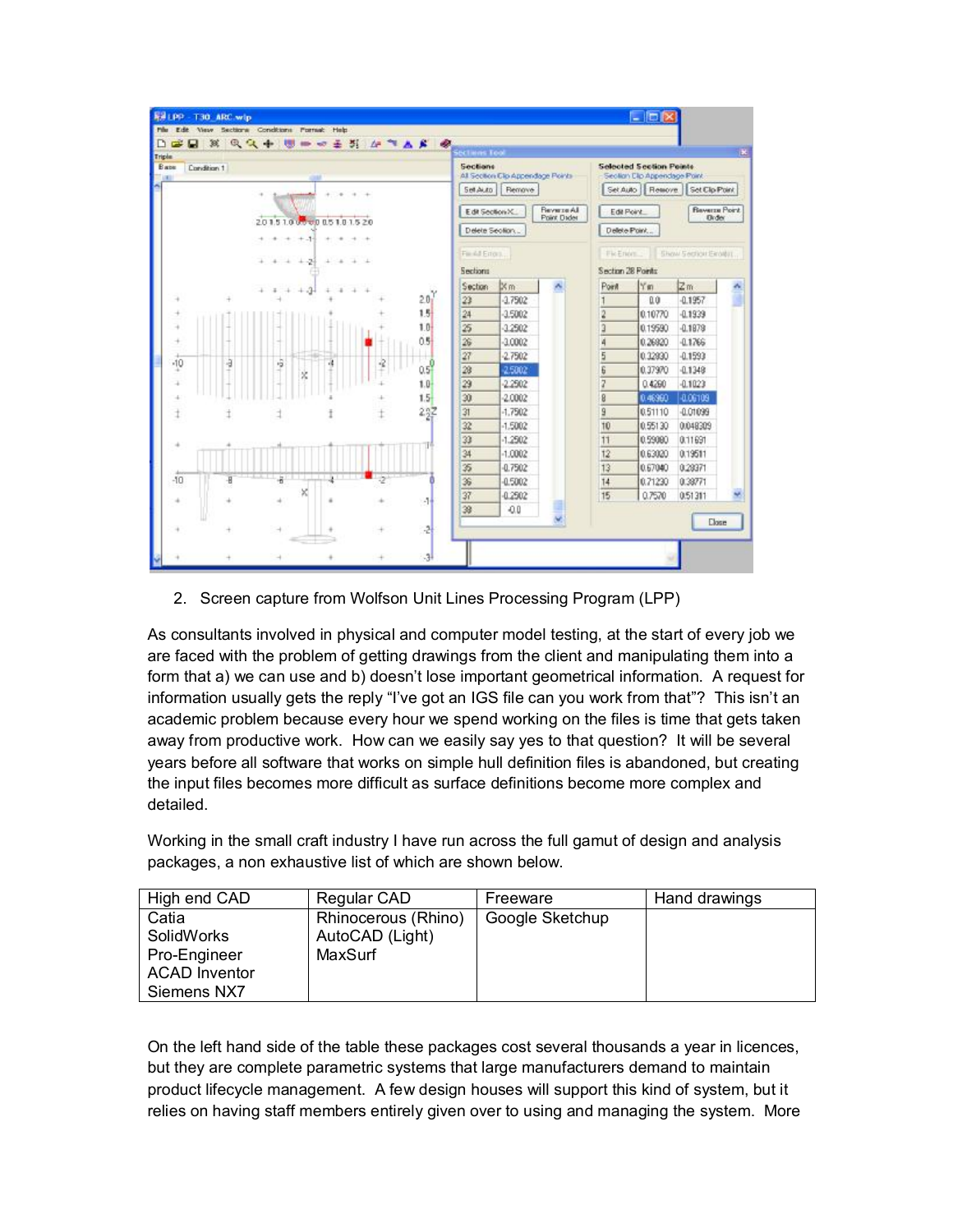2. Screen capture from Wolfson Unit Lines Processing Program (LPP)

As consultants involved in physical and computer model testing, at the start of every job we are faced with the problem of getting drawings from the client and manipulating them into a form that a) we can use and b) doesn't lose important geometrical information. A request for information usually gets the reply "I've got an IGS file can you work from that"? This isn't an academic problem because every hour we spend working on the files is time that gets taken away from productive work. How can we easily say yes to that question? It will be several years before all software that works on simple hull definition files is abandoned, but creating the input files becomes more difficult as surface definitions become more complex and detailed.

Working in the small craft industry I have run across the full gamut of design and analysis packages, a non exhaustive list of which are shown below.

| High end CAD | Regular CAD | Freeware | Hand drawings |
|---|---|---|---|
| Catia<br>SolidWorks<br>Pro-Engineer<br>ACAD Inventor<br>Siemens NX7 | Rhinocerous (Rhino)<br>AutoCAD (Light)<br>MaxSurf | Google Sketchup | |

On the left hand side of the table these packages cost several thousands a year in licences, but they are complete parametric systems that large manufacturers demand to maintain product lifecycle management. A few design houses will support this kind of system, but it relies on having staff members entirely given over to using and managing the system. More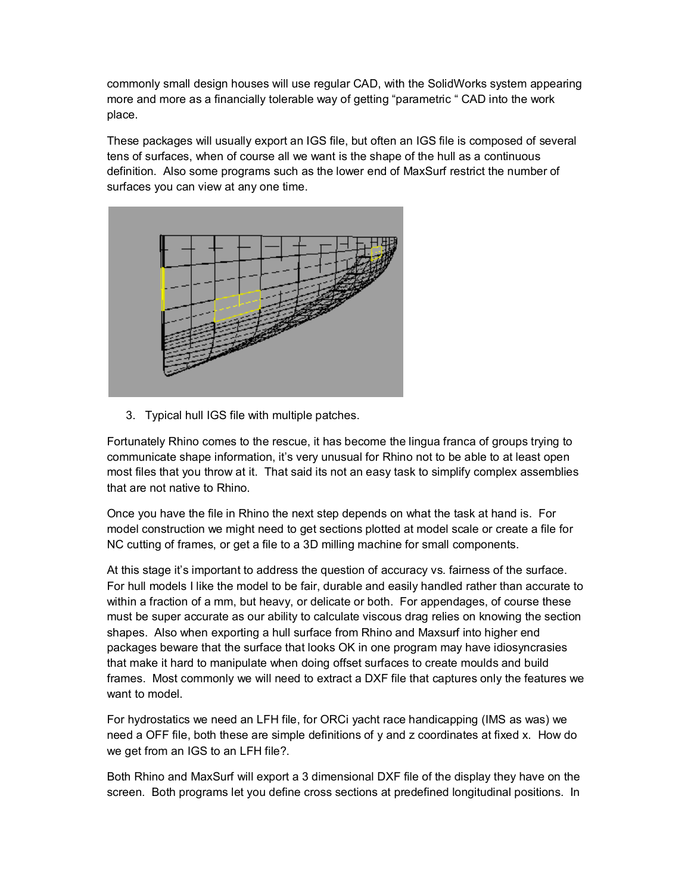commonly small design houses will use regular CAD, with the SolidWorks system appearing more and more as a financially tolerable way of getting “parametric “ CAD into the work place.

These packages will usually export an IGS file, but often an IGS file is composed of several tens of surfaces, when of course all we want is the shape of the hull as a continuous definition. Also some programs such as the lower end of MaxSurf restrict the number of surfaces you can view at any one time.

3. Typical hull IGS file with multiple patches.

Fortunately Rhino comes to the rescue, it has become the lingua franca of groups trying to communicate shape information, it’s very unusual for Rhino not to be able to at least open most files that you throw at it. That said its not an easy task to simplify complex assemblies that are not native to Rhino.

Once you have the file in Rhino the next step depends on what the task at hand is. For model construction we might need to get sections plotted at model scale or create a file for NC cutting of frames, or get a file to a 3D milling machine for small components.

At this stage it’s important to address the question of accuracy vs. fairness of the surface. For hull models I like the model to be fair, durable and easily handled rather than accurate to within a fraction of a mm, but heavy, or delicate or both. For appendages, of course these must be super accurate as our ability to calculate viscous drag relies on knowing the section shapes. Also when exporting a hull surface from Rhino and Maxsurf into higher end packages beware that the surface that looks OK in one program may have idiosyncrasies that make it hard to manipulate when doing offset surfaces to create moulds and build frames. Most commonly we will need to extract a DXF file that captures only the features we want to model.

For hydrostatics we need an LFH file, for ORCi yacht race handicapping (IMS as was) we need a OFF file, both these are simple definitions of y and z coordinates at fixed x. How do we get from an IGS to an LFH file?.

Both Rhino and MaxSurf will export a 3 dimensional DXF file of the display they have on the screen. Both programs let you define cross sections at predefined longitudinal positions. In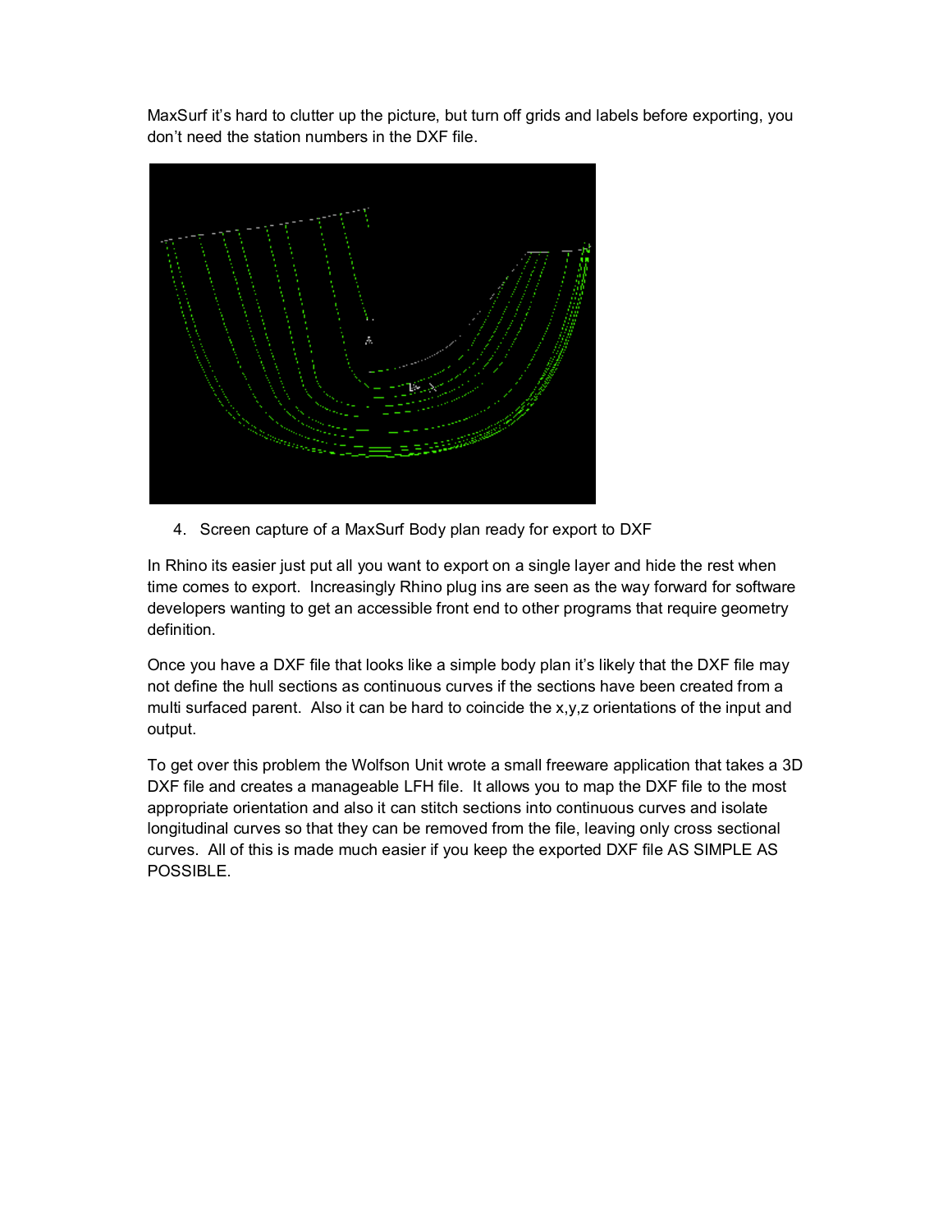MaxSurf it's hard to clutter up the picture, but turn off grids and labels before exporting, you don't need the station numbers in the DXF file.

4. Screen capture of a MaxSurf Body plan ready for export to DXF

In Rhino its easier just put all you want to export on a single layer and hide the rest when time comes to export. Increasingly Rhino plug ins are seen as the way forward for software developers wanting to get an accessible front end to other programs that require geometry definition.

Once you have a DXF file that looks like a simple body plan it's likely that the DXF file may not define the hull sections as continuous curves if the sections have been created from a multi surfaced parent. Also it can be hard to coincide the x,y,z orientations of the input and output.

To get over this problem the Wolfson Unit wrote a small freeware application that takes a 3D DXF file and creates a manageable LFH file. It allows you to map the DXF file to the most appropriate orientation and also it can stitch sections into continuous curves and isolate longitudinal curves so that they can be removed from the file, leaving only cross sectional curves. All of this is made much easier if you keep the exported DXF file AS SIMPLE AS POSSIBLE.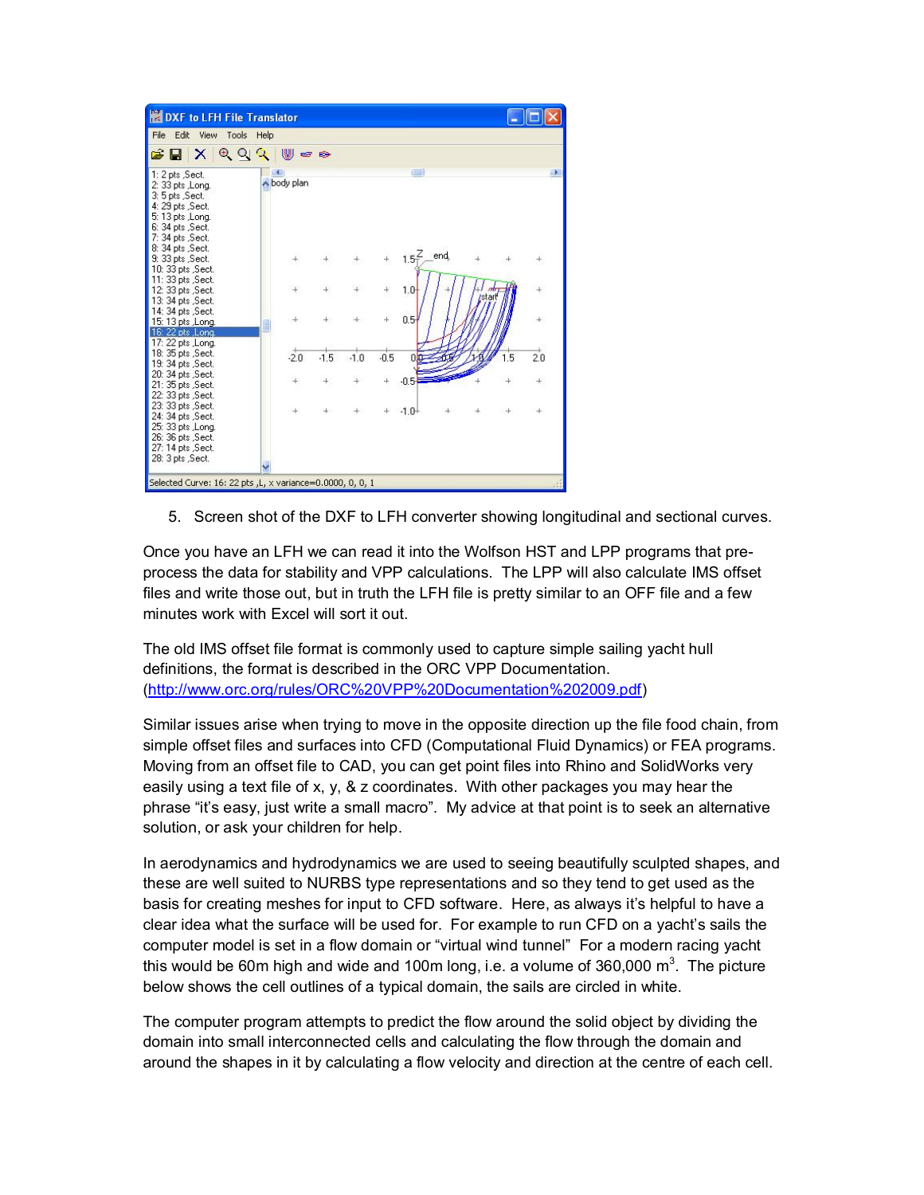5. Screen shot of the DXF to LFH converter showing longitudinal and sectional curves.

Once you have an LFH we can read it into the Wolfson HST and LPP programs that pre-process the data for stability and VPP calculations. The LPP will also calculate IMS offset files and write those out, but in truth the LFH file is pretty similar to an OFF file and a few minutes work with Excel will sort it out.

The old IMS offset file format is commonly used to capture simple sailing yacht hull definitions, the format is described in the ORC VPP Documentation. ([http://www.orc.org/rules/ORC%20VPP%20Documentation%202009.pdf](http://www.orc.org/rules/ORC%20VPP%20Documentation%202009.pdf))

Similar issues arise when trying to move in the opposite direction up the file food chain, from simple offset files and surfaces into CFD (Computational Fluid Dynamics) or FEA programs. Moving from an offset file to CAD, you can get point files into Rhino and SolidWorks very easily using a text file of x, y, & z coordinates. With other packages you may hear the phrase "it's easy, just write a small macro". My advice at that point is to seek an alternative solution, or ask your children for help.

In aerodynamics and hydrodynamics we are used to seeing beautifully sculpted shapes, and these are well suited to NURBS type representations and so they tend to get used as the basis for creating meshes for input to CFD software. Here, as always it's helpful to have a clear idea what the surface will be used for. For example to run CFD on a yacht's sails the computer model is set in a flow domain or "virtual wind tunnel" For a modern racing yacht this would be 60m high and wide and 100m long, i.e. a volume of 360,000 $m^3$. The picture below shows the cell outlines of a typical domain, the sails are circled in white.

The computer program attempts to predict the flow around the solid object by dividing the domain into small interconnected cells and calculating the flow through the domain and around the shapes in it by calculating a flow velocity and direction at the centre of each cell.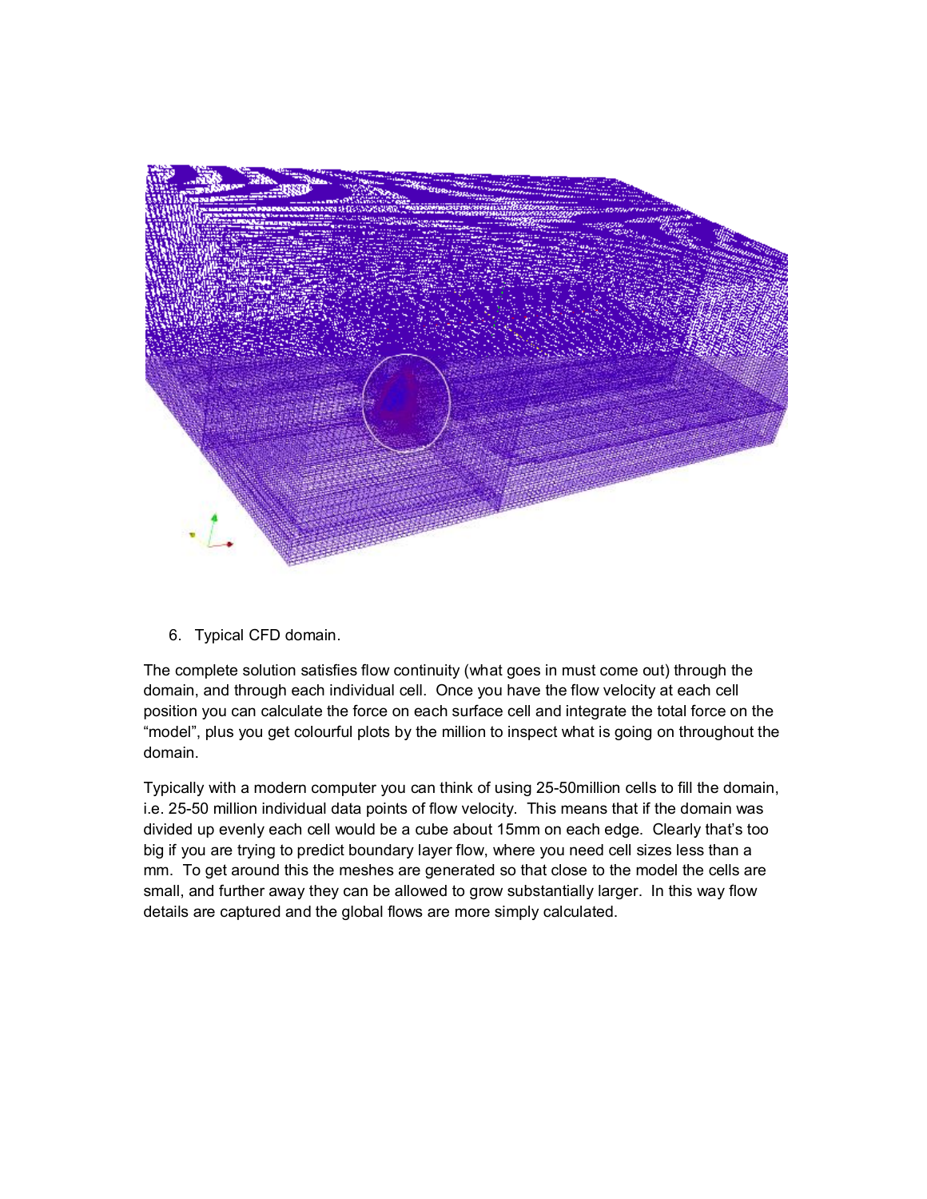6. Typical CFD domain.

The complete solution satisfies flow continuity (what goes in must come out) through the domain, and through each individual cell. Once you have the flow velocity at each cell position you can calculate the force on each surface cell and integrate the total force on the "model", plus you get colourful plots by the million to inspect what is going on throughout the domain.

Typically with a modern computer you can think of using 25-50million cells to fill the domain, i.e. 25-50 million individual data points of flow velocity. This means that if the domain was divided up evenly each cell would be a cube about 15mm on each edge. Clearly that's too big if you are trying to predict boundary layer flow, where you need cell sizes less than a mm. To get around this the meshes are generated so that close to the model the cells are small, and further away they can be allowed to grow substantially larger. In this way flow details are captured and the global flows are more simply calculated.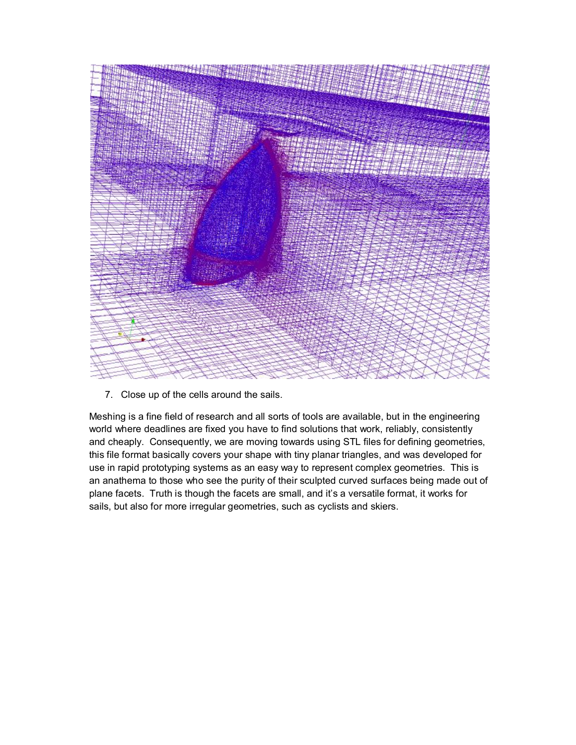7. Close up of the cells around the sails.

Meshing is a fine field of research and all sorts of tools are available, but in the engineering world where deadlines are fixed you have to find solutions that work, reliably, consistently and cheaply. Consequently, we are moving towards using STL files for defining geometries, this file format basically covers your shape with tiny planar triangles, and was developed for use in rapid prototyping systems as an easy way to represent complex geometries. This is an anathema to those who see the purity of their sculpted curved surfaces being made out of plane facets. Truth is though the facets are small, and it's a versatile format, it works for sails, but also for more irregular geometries, such as cyclists and skiers.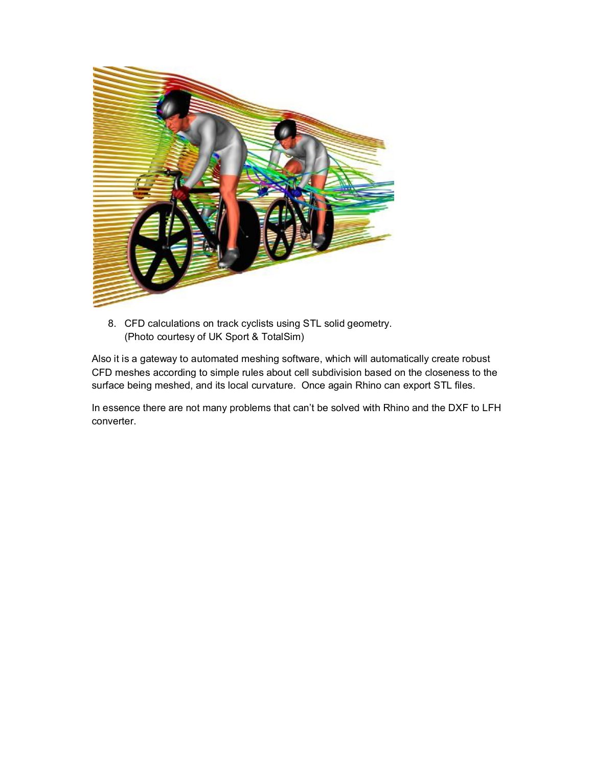8. CFD calculations on track cyclists using STL solid geometry. (Photo courtesy of UK Sport & TotalSim)

Also it is a gateway to automated meshing software, which will automatically create robust CFD meshes according to simple rules about cell subdivision based on the closeness to the surface being meshed, and its local curvature. Once again Rhino can export STL files.

In essence there are not many problems that can't be solved with Rhino and the DXF to LFH converter.